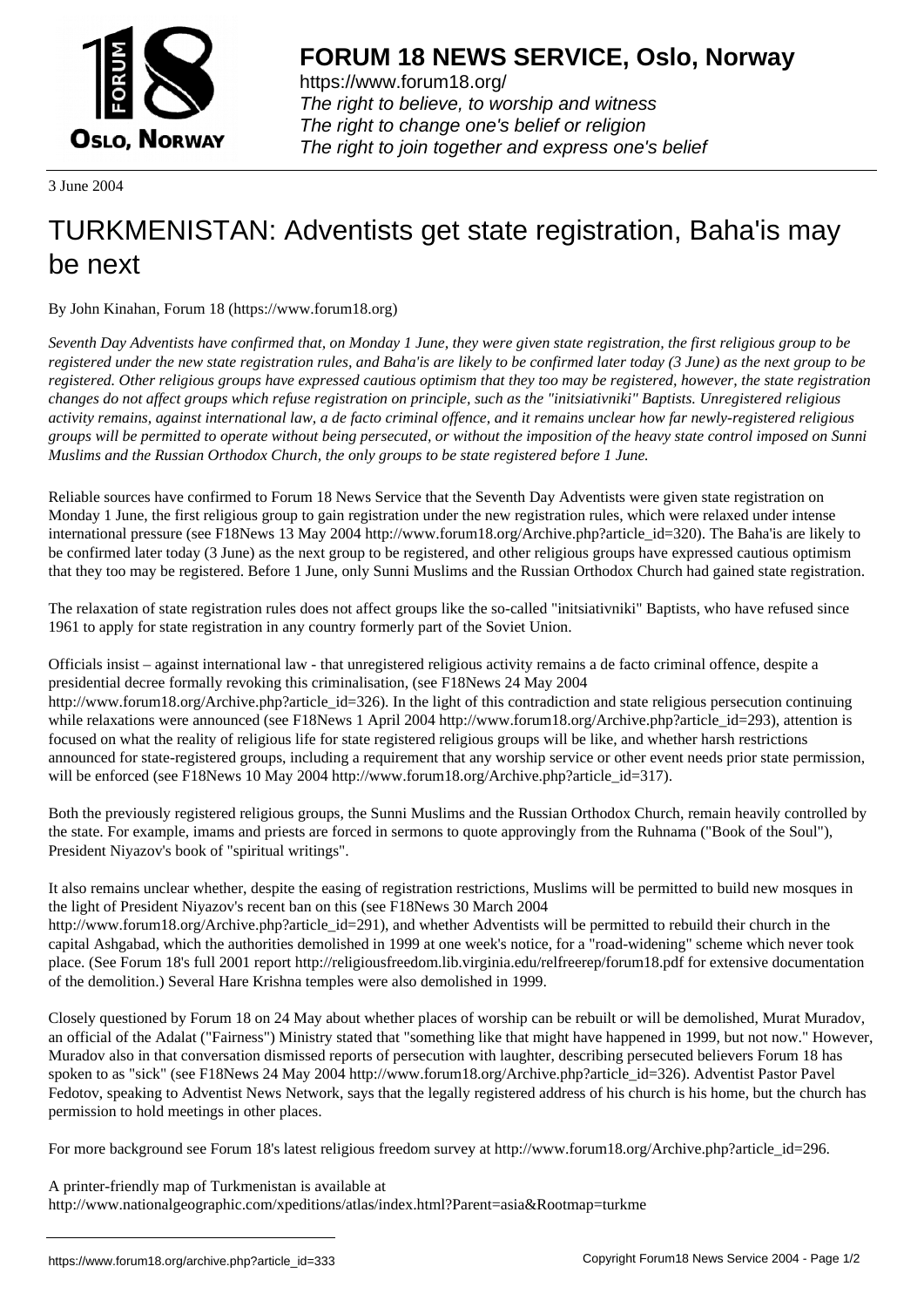# FORUM 18 NEWS SERVICE, Oslo, Norway

https://www.forum18.org/
*The right to believe, to worship and witness*
*The right to change one's belief or religion*
*The right to join together and express one's belief*

3 June 2004

# TURKMENISTAN: Adventists get state registration, Baha'is may be next

By John Kinahan, Forum 18 (https://www.forum18.org)

*Seventh Day Adventists have confirmed that, on Monday 1 June, they were given state registration, the first religious group to be registered under the new state registration rules, and Baha'is are likely to be confirmed later today (3 June) as the next group to be registered. Other religious groups have expressed cautious optimism that they too may be registered, however, the state registration changes do not affect groups which refuse registration on principle, such as the "initsiativniki" Baptists. Unregistered religious activity remains, against international law, a de facto criminal offence, and it remains unclear how far newly-registered religious groups will be permitted to operate without being persecuted, or without the imposition of the heavy state control imposed on Sunni Muslims and the Russian Orthodox Church, the only groups to be state registered before 1 June.*

Reliable sources have confirmed to Forum 18 News Service that the Seventh Day Adventists were given state registration on Monday 1 June, the first religious group to gain registration under the new registration rules, which were relaxed under intense international pressure (see F18News 13 May 2004 http://www.forum18.org/Archive.php?article_id=320). The Baha'is are likely to be confirmed later today (3 June) as the next group to be registered, and other religious groups have expressed cautious optimism that they too may be registered. Before 1 June, only Sunni Muslims and the Russian Orthodox Church had gained state registration.

The relaxation of state registration rules does not affect groups like the so-called "initsiativniki" Baptists, who have refused since 1961 to apply for state registration in any country formerly part of the Soviet Union.

Officials insist – against international law - that unregistered religious activity remains a de facto criminal offence, despite a presidential decree formally revoking this criminalisation, (see F18News 24 May 2004 http://www.forum18.org/Archive.php?article_id=326). In the light of this contradiction and state religious persecution continuing while relaxations were announced (see F18News 1 April 2004 http://www.forum18.org/Archive.php?article_id=293), attention is focused on what the reality of religious life for state registered religious groups will be like, and whether harsh restrictions announced for state-registered groups, including a requirement that any worship service or other event needs prior state permission, will be enforced (see F18News 10 May 2004 http://www.forum18.org/Archive.php?article_id=317).

Both the previously registered religious groups, the Sunni Muslims and the Russian Orthodox Church, remain heavily controlled by the state. For example, imams and priests are forced in sermons to quote approvingly from the Ruhnama ("Book of the Soul"), President Niyazov's book of "spiritual writings".

It also remains unclear whether, despite the easing of registration restrictions, Muslims will be permitted to build new mosques in the light of President Niyazov's recent ban on this (see F18News 30 March 2004 http://www.forum18.org/Archive.php?article_id=291), and whether Adventists will be permitted to rebuild their church in the capital Ashgabad, which the authorities demolished in 1999 at one week's notice, for a "road-widening" scheme which never took place. (See Forum 18's full 2001 report http://religiousfreedom.lib.virginia.edu/relfreerep/forum18.pdf for extensive documentation of the demolition.) Several Hare Krishna temples were also demolished in 1999.

Closely questioned by Forum 18 on 24 May about whether places of worship can be rebuilt or will be demolished, Murat Muradov, an official of the Adalat ("Fairness") Ministry stated that "something like that might have happened in 1999, but not now." However, Muradov also in that conversation dismissed reports of persecution with laughter, describing persecuted believers Forum 18 has spoken to as "sick" (see F18News 24 May 2004 http://www.forum18.org/Archive.php?article_id=326). Adventist Pastor Pavel Fedotov, speaking to Adventist News Network, says that the legally registered address of his church is his home, but the church has permission to hold meetings in other places.

For more background see Forum 18's latest religious freedom survey at http://www.forum18.org/Archive.php?article_id=296.

A printer-friendly map of Turkmenistan is available at
http://www.nationalgeographic.com/xpeditions/atlas/index.html?Parent=asia&Rootmap=turkme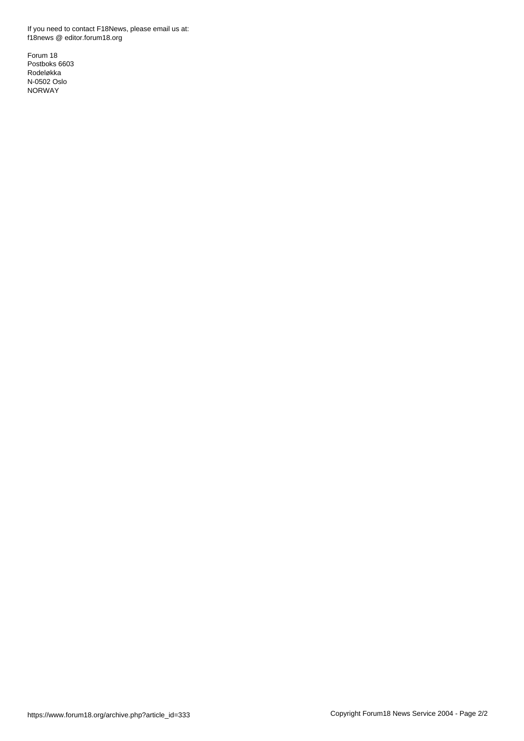If you need to contact F18News, please email us at:
f18news @ editor.forum18.org

Forum 18
Postboks 6603
Rodeløkka
N-0502 Oslo
NORWAY